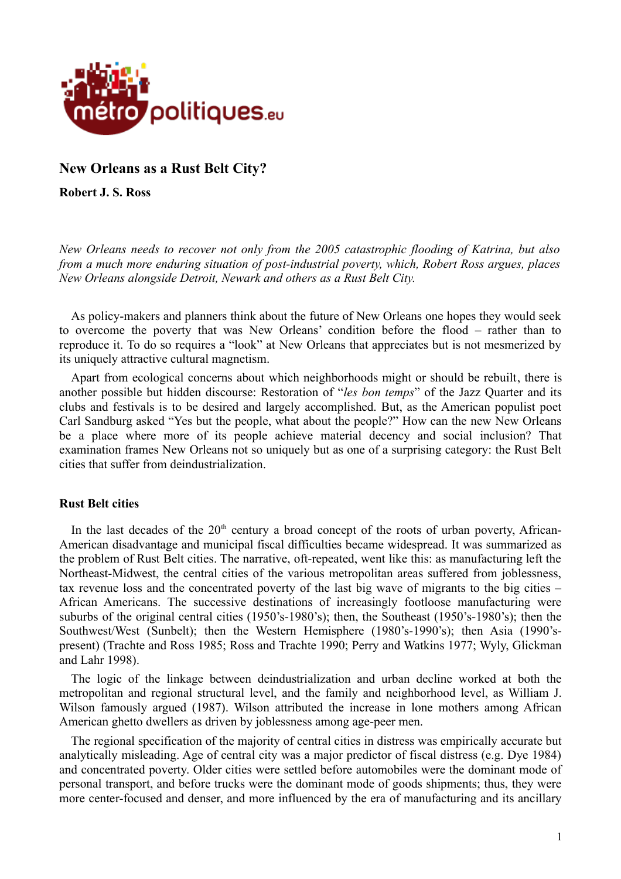# New Orleans as a Rust Belt City?

**Robert J. S. Ross**

*New Orleans needs to recover not only from the 2005 catastrophic flooding of Katrina, but also from a much more enduring situation of post-industrial poverty, which, Robert Ross argues, places New Orleans alongside Detroit, Newark and others as a Rust Belt City.*

As policy-makers and planners think about the future of New Orleans one hopes they would seek to overcome the poverty that was New Orleans' condition before the flood – rather than to reproduce it. To do so requires a "look" at New Orleans that appreciates but is not mesmerized by its uniquely attractive cultural magnetism.

Apart from ecological concerns about which neighborhoods might or should be rebuilt, there is another possible but hidden discourse: Restoration of "*les bon temps*" of the Jazz Quarter and its clubs and festivals is to be desired and largely accomplished. But, as the American populist poet Carl Sandburg asked "Yes but the people, what about the people?" How can the new New Orleans be a place where more of its people achieve material decency and social inclusion? That examination frames New Orleans not so uniquely but as one of a surprising category: the Rust Belt cities that suffer from deindustrialization.

## Rust Belt cities

In the last decades of the 20th century a broad concept of the roots of urban poverty, African-American disadvantage and municipal fiscal difficulties became widespread. It was summarized as the problem of Rust Belt cities. The narrative, oft-repeated, went like this: as manufacturing left the Northeast-Midwest, the central cities of the various metropolitan areas suffered from joblessness, tax revenue loss and the concentrated poverty of the last big wave of migrants to the big cities – African Americans. The successive destinations of increasingly footloose manufacturing were suburbs of the original central cities (1950's-1980's); then, the Southeast (1950's-1980's); then the Southwest/West (Sunbelt); then the Western Hemisphere (1980's-1990's); then Asia (1990's-present) (Trachte and Ross 1985; Ross and Trachte 1990; Perry and Watkins 1977; Wyly, Glickman and Lahr 1998).

The logic of the linkage between deindustrialization and urban decline worked at both the metropolitan and regional structural level, and the family and neighborhood level, as William J. Wilson famously argued (1987). Wilson attributed the increase in lone mothers among African American ghetto dwellers as driven by joblessness among age-peer men.

The regional specification of the majority of central cities in distress was empirically accurate but analytically misleading. Age of central city was a major predictor of fiscal distress (e.g. Dye 1984) and concentrated poverty. Older cities were settled before automobiles were the dominant mode of personal transport, and before trucks were the dominant mode of goods shipments; thus, they were more center-focused and denser, and more influenced by the era of manufacturing and its ancillary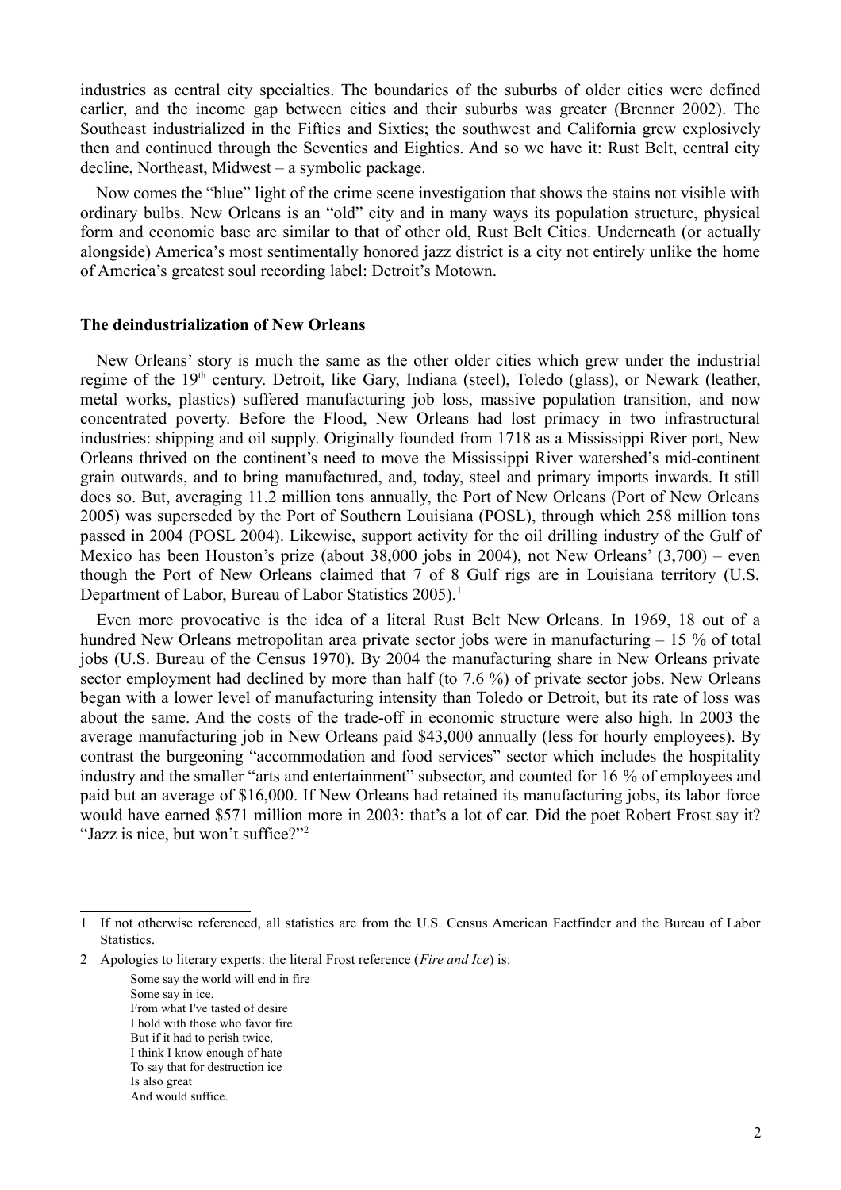industries as central city specialties. The boundaries of the suburbs of older cities were defined earlier, and the income gap between cities and their suburbs was greater (Brenner 2002). The Southeast industrialized in the Fifties and Sixties; the southwest and California grew explosively then and continued through the Seventies and Eighties. And so we have it: Rust Belt, central city decline, Northeast, Midwest – a symbolic package.

Now comes the "blue" light of the crime scene investigation that shows the stains not visible with ordinary bulbs. New Orleans is an "old" city and in many ways its population structure, physical form and economic base are similar to that of other old, Rust Belt Cities. Underneath (or actually alongside) America's most sentimentally honored jazz district is a city not entirely unlike the home of America's greatest soul recording label: Detroit's Motown.

### The deindustrialization of New Orleans

New Orleans' story is much the same as the other older cities which grew under the industrial regime of the 19th century. Detroit, like Gary, Indiana (steel), Toledo (glass), or Newark (leather, metal works, plastics) suffered manufacturing job loss, massive population transition, and now concentrated poverty. Before the Flood, New Orleans had lost primacy in two infrastructural industries: shipping and oil supply. Originally founded from 1718 as a Mississippi River port, New Orleans thrived on the continent's need to move the Mississippi River watershed's mid-continent grain outwards, and to bring manufactured, and, today, steel and primary imports inwards. It still does so. But, averaging 11.2 million tons annually, the Port of New Orleans (Port of New Orleans 2005) was superseded by the Port of Southern Louisiana (POSL), through which 258 million tons passed in 2004 (POSL 2004). Likewise, support activity for the oil drilling industry of the Gulf of Mexico has been Houston's prize (about 38,000 jobs in 2004), not New Orleans' (3,700) – even though the Port of New Orleans claimed that 7 of 8 Gulf rigs are in Louisiana territory (U.S. Department of Labor, Bureau of Labor Statistics 2005).[1]

Even more provocative is the idea of a literal Rust Belt New Orleans. In 1969, 18 out of a hundred New Orleans metropolitan area private sector jobs were in manufacturing – 15 % of total jobs (U.S. Bureau of the Census 1970). By 2004 the manufacturing share in New Orleans private sector employment had declined by more than half (to 7.6 %) of private sector jobs. New Orleans began with a lower level of manufacturing intensity than Toledo or Detroit, but its rate of loss was about the same. And the costs of the trade-off in economic structure were also high. In 2003 the average manufacturing job in New Orleans paid $43,000 annually (less for hourly employees). By contrast the burgeoning "accommodation and food services" sector which includes the hospitality industry and the smaller "arts and entertainment" subsector, and counted for 16 % of employees and paid but an average of $16,000. If New Orleans had retained its manufacturing jobs, its labor force would have earned $571 million more in 2003: that's a lot of car. Did the poet Robert Frost say it? "Jazz is nice, but won't suffice?"[2]

---

[1] If not otherwise referenced, all statistics are from the U.S. Census American Factfinder and the Bureau of Labor Statistics.

[2] Apologies to literary experts: the literal Frost reference (*Fire and Ice*) is:

> Some say the world will end in fire  
> Some say in ice.  
> From what I've tasted of desire  
> I hold with those who favor fire.  
> But if it had to perish twice,  
> I think I know enough of hate  
> To say that for destruction ice  
> Is also great  
> And would suffice.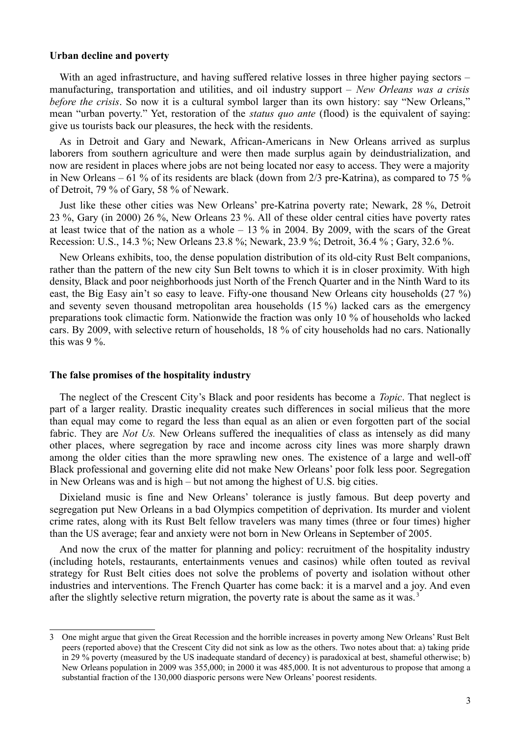### Urban decline and poverty

With an aged infrastructure, and having suffered relative losses in three higher paying sectors – manufacturing, transportation and utilities, and oil industry support – *New Orleans was a crisis before the crisis*. So now it is a cultural symbol larger than its own history: say "New Orleans," mean "urban poverty." Yet, restoration of the *status quo ante* (flood) is the equivalent of saying: give us tourists back our pleasures, the heck with the residents.

As in Detroit and Gary and Newark, African-Americans in New Orleans arrived as surplus laborers from southern agriculture and were then made surplus again by deindustrialization, and now are resident in places where jobs are not being located nor easy to access. They were a majority in New Orleans – 61 % of its residents are black (down from 2/3 pre-Katrina), as compared to 75 % of Detroit, 79 % of Gary, 58 % of Newark.

Just like these other cities was New Orleans' pre-Katrina poverty rate; Newark, 28 %, Detroit 23 %, Gary (in 2000) 26 %, New Orleans 23 %. All of these older central cities have poverty rates at least twice that of the nation as a whole – 13 % in 2004. By 2009, with the scars of the Great Recession: U.S., 14.3 %; New Orleans 23.8 %; Newark, 23.9 %; Detroit, 36.4 % ; Gary, 32.6 %.

New Orleans exhibits, too, the dense population distribution of its old-city Rust Belt companions, rather than the pattern of the new city Sun Belt towns to which it is in closer proximity. With high density, Black and poor neighborhoods just North of the French Quarter and in the Ninth Ward to its east, the Big Easy ain't so easy to leave. Fifty-one thousand New Orleans city households (27 %) and seventy seven thousand metropolitan area households (15 %) lacked cars as the emergency preparations took climactic form. Nationwide the fraction was only 10 % of households who lacked cars. By 2009, with selective return of households, 18 % of city households had no cars. Nationally this was 9 %.

### The false promises of the hospitality industry

The neglect of the Crescent City's Black and poor residents has become a *Topic*. That neglect is part of a larger reality. Drastic inequality creates such differences in social milieus that the more than equal may come to regard the less than equal as an alien or even forgotten part of the social fabric. They are *Not Us.* New Orleans suffered the inequalities of class as intensely as did many other places, where segregation by race and income across city lines was more sharply drawn among the older cities than the more sprawling new ones. The existence of a large and well-off Black professional and governing elite did not make New Orleans' poor folk less poor. Segregation in New Orleans was and is high – but not among the highest of U.S. big cities.

Dixieland music is fine and New Orleans' tolerance is justly famous. But deep poverty and segregation put New Orleans in a bad Olympics competition of deprivation. Its murder and violent crime rates, along with its Rust Belt fellow travelers was many times (three or four times) higher than the US average; fear and anxiety were not born in New Orleans in September of 2005.

And now the crux of the matter for planning and policy: recruitment of the hospitality industry (including hotels, restaurants, entertainments venues and casinos) while often touted as revival strategy for Rust Belt cities does not solve the problems of poverty and isolation without other industries and interventions. The French Quarter has come back: it is a marvel and a joy. And even after the slightly selective return migration, the poverty rate is about the same as it was.[3]

---

3 One might argue that given the Great Recession and the horrible increases in poverty among New Orleans' Rust Belt peers (reported above) that the Crescent City did not sink as low as the others. Two notes about that: a) taking pride in 29 % poverty (measured by the US inadequate standard of decency) is paradoxical at best, shameful otherwise; b) New Orleans population in 2009 was 355,000; in 2000 it was 485,000. It is not adventurous to propose that among a substantial fraction of the 130,000 diasporic persons were New Orleans' poorest residents.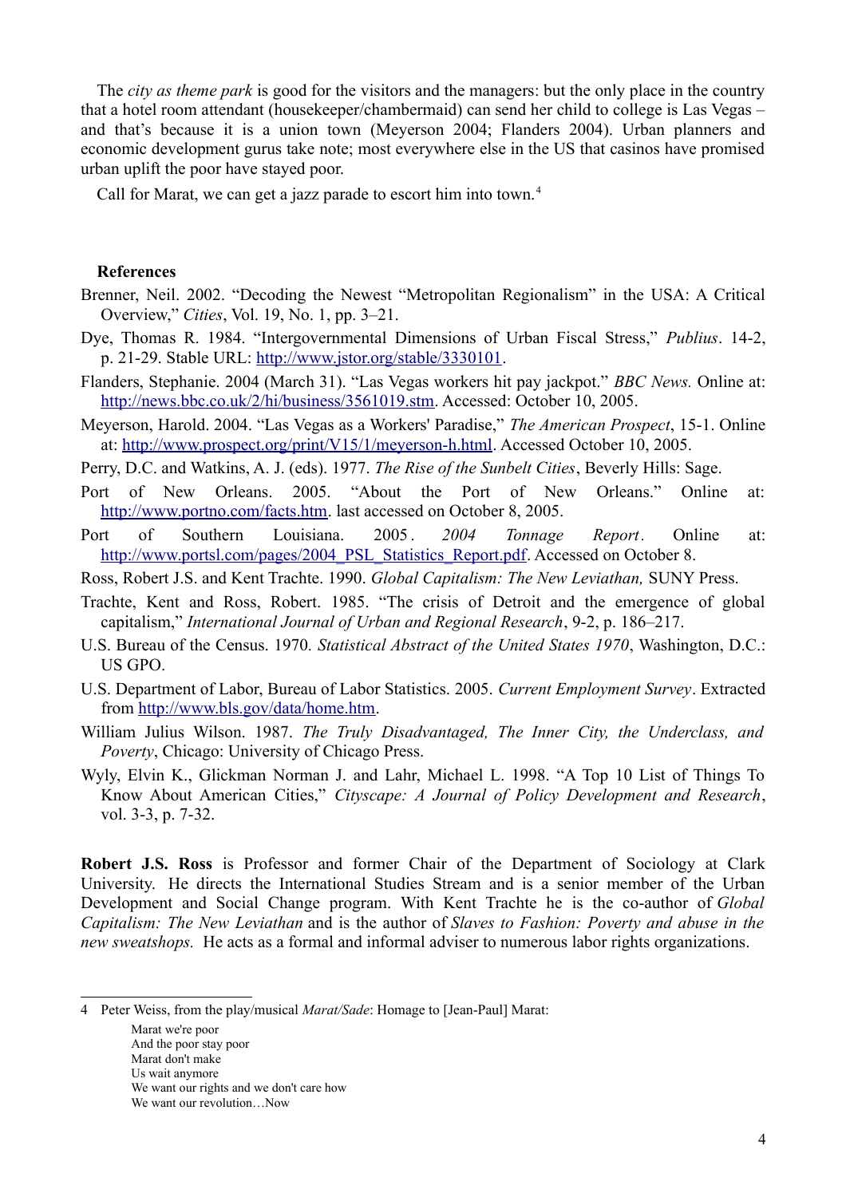The *city as theme park* is good for the visitors and the managers: but the only place in the country that a hotel room attendant (housekeeper/chambermaid) can send her child to college is Las Vegas – and that's because it is a union town (Meyerson 2004; Flanders 2004). Urban planners and economic development gurus take note; most everywhere else in the US that casinos have promised urban uplift the poor have stayed poor.

Call for Marat, we can get a jazz parade to escort him into town.[4]

**References**

Brenner, Neil. 2002. "Decoding the Newest "Metropolitan Regionalism" in the USA: A Critical Overview," *Cities*, Vol. 19, No. 1, pp. 3–21.

Dye, Thomas R. 1984. "Intergovernmental Dimensions of Urban Fiscal Stress," *Publius*. 14-2, p. 21-29. Stable URL: http://www.jstor.org/stable/3330101.

Flanders, Stephanie. 2004 (March 31). "Las Vegas workers hit pay jackpot." *BBC News.* Online at: http://news.bbc.co.uk/2/hi/business/3561019.stm. Accessed: October 10, 2005.

Meyerson, Harold. 2004. "Las Vegas as a Workers' Paradise," *The American Prospect*, 15-1. Online at: http://www.prospect.org/print/V15/1/meyerson-h.html. Accessed October 10, 2005.

Perry, D.C. and Watkins, A. J. (eds). 1977. *The Rise of the Sunbelt Cities*, Beverly Hills: Sage.

Port of New Orleans. 2005. "About the Port of New Orleans." Online at: http://www.portno.com/facts.htm. last accessed on October 8, 2005.

Port of Southern Louisiana. 2005. *2004 Tonnage Report*. Online at: http://www.portsl.com/pages/2004_PSL_Statistics_Report.pdf. Accessed on October 8.

Ross, Robert J.S. and Kent Trachte. 1990. *Global Capitalism: The New Leviathan,* SUNY Press.

Trachte, Kent and Ross, Robert. 1985. "The crisis of Detroit and the emergence of global capitalism," *International Journal of Urban and Regional Research*, 9-2, p. 186–217.

U.S. Bureau of the Census. 1970. *Statistical Abstract of the United States 1970*, Washington, D.C.: US GPO.

U.S. Department of Labor, Bureau of Labor Statistics. 2005. *Current Employment Survey*. Extracted from http://www.bls.gov/data/home.htm.

William Julius Wilson. 1987. *The Truly Disadvantaged, The Inner City, the Underclass, and Poverty*, Chicago: University of Chicago Press.

Wyly, Elvin K., Glickman Norman J. and Lahr, Michael L. 1998. "A Top 10 List of Things To Know About American Cities," *Cityscape: A Journal of Policy Development and Research*, vol. 3-3, p. 7-32.

**Robert J.S. Ross** is Professor and former Chair of the Department of Sociology at Clark University. He directs the International Studies Stream and is a senior member of the Urban Development and Social Change program. With Kent Trachte he is the co-author of *Global Capitalism: The New Leviathan* and is the author of *Slaves to Fashion: Poverty and abuse in the new sweatshops.* He acts as a formal and informal adviser to numerous labor rights organizations.

---

[4] Peter Weiss, from the play/musical *Marat/Sade*: Homage to [Jean-Paul] Marat:

Marat we're poor
And the poor stay poor
Marat don't make
Us wait anymore
We want our rights and we don't care how
We want our revolution…Now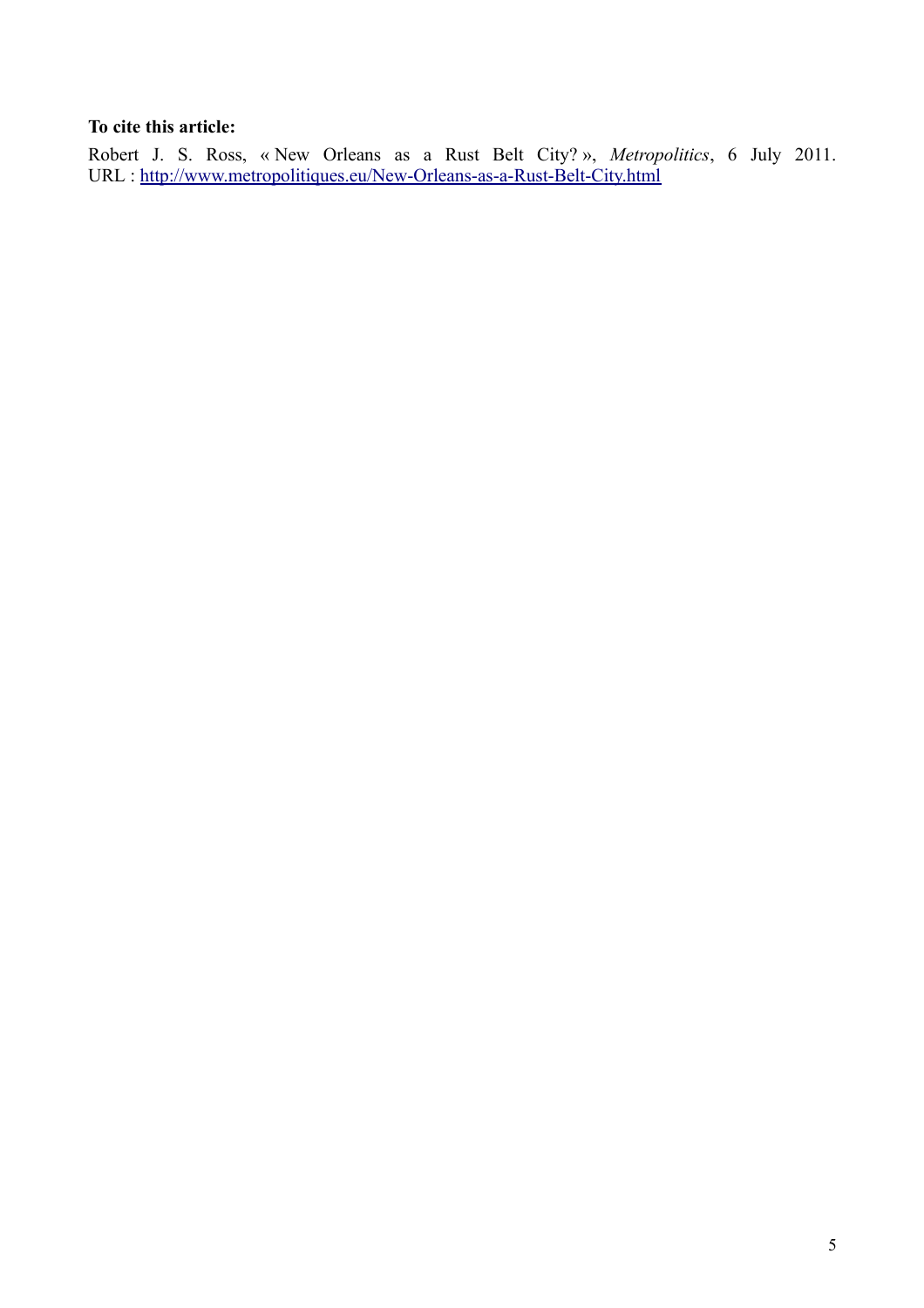**To cite this article:**

Robert J. S. Ross, « New Orleans as a Rust Belt City? », *Metropolitics*, 6 July 2011. URL : [http://www.metropolitiques.eu/New-Orleans-as-a-Rust-Belt-City.html](http://www.metropolitiques.eu/New-Orleans-as-a-Rust-Belt-City.html)